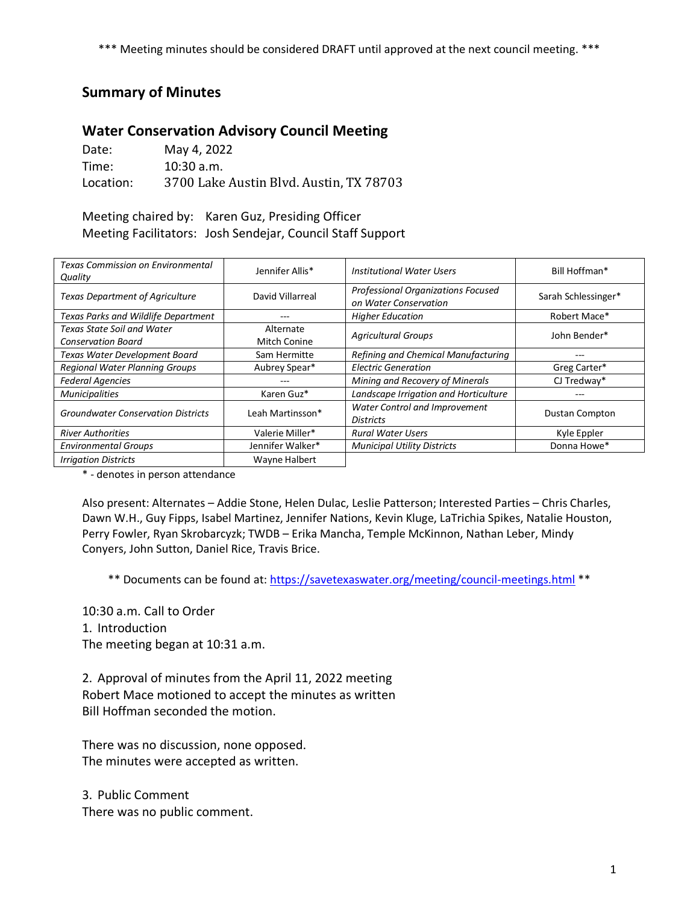*** Meeting minutes should be considered DRAFT until approved at the next council meeting. ***

## Summary of Minutes

## Water Conservation Advisory Council Meeting

Date: May 4, 2022
Time: 10:30 a.m.
Location: 3700 Lake Austin Blvd. Austin, TX 78703

Meeting chaired by: Karen Guz, Presiding Officer
Meeting Facilitators: Josh Sendejar, Council Staff Support

| | | | |
|---|---|---|---|
| *Texas Commission on Environmental Quality* | Jennifer Allis* | *Institutional Water Users* | Bill Hoffman* |
| *Texas Department of Agriculture* | David Villarreal | *Professional Organizations Focused on Water Conservation* | Sarah Schlessinger* |
| *Texas Parks and Wildlife Department* | --- | *Higher Education* | Robert Mace* |
| *Texas State Soil and Water Conservation Board* | Alternate Mitch Conine | *Agricultural Groups* | John Bender* |
| *Texas Water Development Board* | Sam Hermitte | *Refining and Chemical Manufacturing* | --- |
| *Regional Water Planning Groups* | Aubrey Spear* | *Electric Generation* | Greg Carter* |
| *Federal Agencies* | --- | *Mining and Recovery of Minerals* | CJ Tredway* |
| *Municipalities* | Karen Guz* | *Landscape Irrigation and Horticulture* | --- |
| *Groundwater Conservation Districts* | Leah Martinsson* | *Water Control and Improvement Districts* | Dustan Compton |
| *River Authorities* | Valerie Miller* | *Rural Water Users* | Kyle Eppler |
| *Environmental Groups* | Jennifer Walker* | *Municipal Utility Districts* | Donna Howe* |
| *Irrigation Districts* | Wayne Halbert | | |

\* - denotes in person attendance

Also present: Alternates – Addie Stone, Helen Dulac, Leslie Patterson; Interested Parties – Chris Charles, Dawn W.H., Guy Fipps, Isabel Martinez, Jennifer Nations, Kevin Kluge, LaTrichia Spikes, Natalie Houston, Perry Fowler, Ryan Skrobarcyzk; TWDB – Erika Mancha, Temple McKinnon, Nathan Leber, Mindy Conyers, John Sutton, Daniel Rice, Travis Brice.

** Documents can be found at: https://savetexaswater.org/meeting/council-meetings.html **

10:30 a.m. Call to Order

1. Introduction

The meeting began at 10:31 a.m.

2. Approval of minutes from the April 11, 2022 meeting

Robert Mace motioned to accept the minutes as written
Bill Hoffman seconded the motion.

There was no discussion, none opposed.
The minutes were accepted as written.

3. Public Comment

There was no public comment.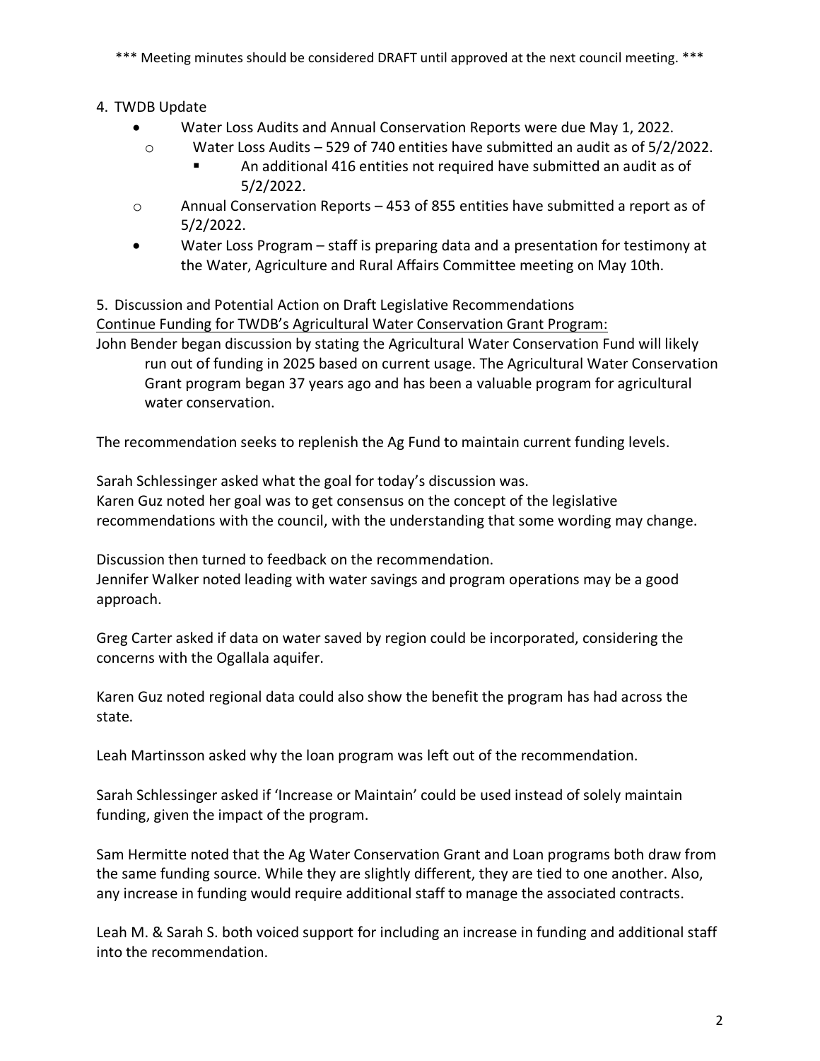*** Meeting minutes should be considered DRAFT until approved at the next council meeting. ***

4. TWDB Update

- Water Loss Audits and Annual Conservation Reports were due May 1, 2022.
  - Water Loss Audits – 529 of 740 entities have submitted an audit as of 5/2/2022.
    - An additional 416 entities not required have submitted an audit as of 5/2/2022.
  - Annual Conservation Reports – 453 of 855 entities have submitted a report as of 5/2/2022.
- Water Loss Program – staff is preparing data and a presentation for testimony at the Water, Agriculture and Rural Affairs Committee meeting on May 10th.

5. Discussion and Potential Action on Draft Legislative Recommendations

Continue Funding for TWDB's Agricultural Water Conservation Grant Program:

John Bender began discussion by stating the Agricultural Water Conservation Fund will likely run out of funding in 2025 based on current usage. The Agricultural Water Conservation Grant program began 37 years ago and has been a valuable program for agricultural water conservation.

The recommendation seeks to replenish the Ag Fund to maintain current funding levels.

Sarah Schlessinger asked what the goal for today's discussion was.
Karen Guz noted her goal was to get consensus on the concept of the legislative recommendations with the council, with the understanding that some wording may change.

Discussion then turned to feedback on the recommendation.
Jennifer Walker noted leading with water savings and program operations may be a good approach.

Greg Carter asked if data on water saved by region could be incorporated, considering the concerns with the Ogallala aquifer.

Karen Guz noted regional data could also show the benefit the program has had across the state.

Leah Martinsson asked why the loan program was left out of the recommendation.

Sarah Schlessinger asked if 'Increase or Maintain' could be used instead of solely maintain funding, given the impact of the program.

Sam Hermitte noted that the Ag Water Conservation Grant and Loan programs both draw from the same funding source. While they are slightly different, they are tied to one another. Also, any increase in funding would require additional staff to manage the associated contracts.

Leah M. & Sarah S. both voiced support for including an increase in funding and additional staff into the recommendation.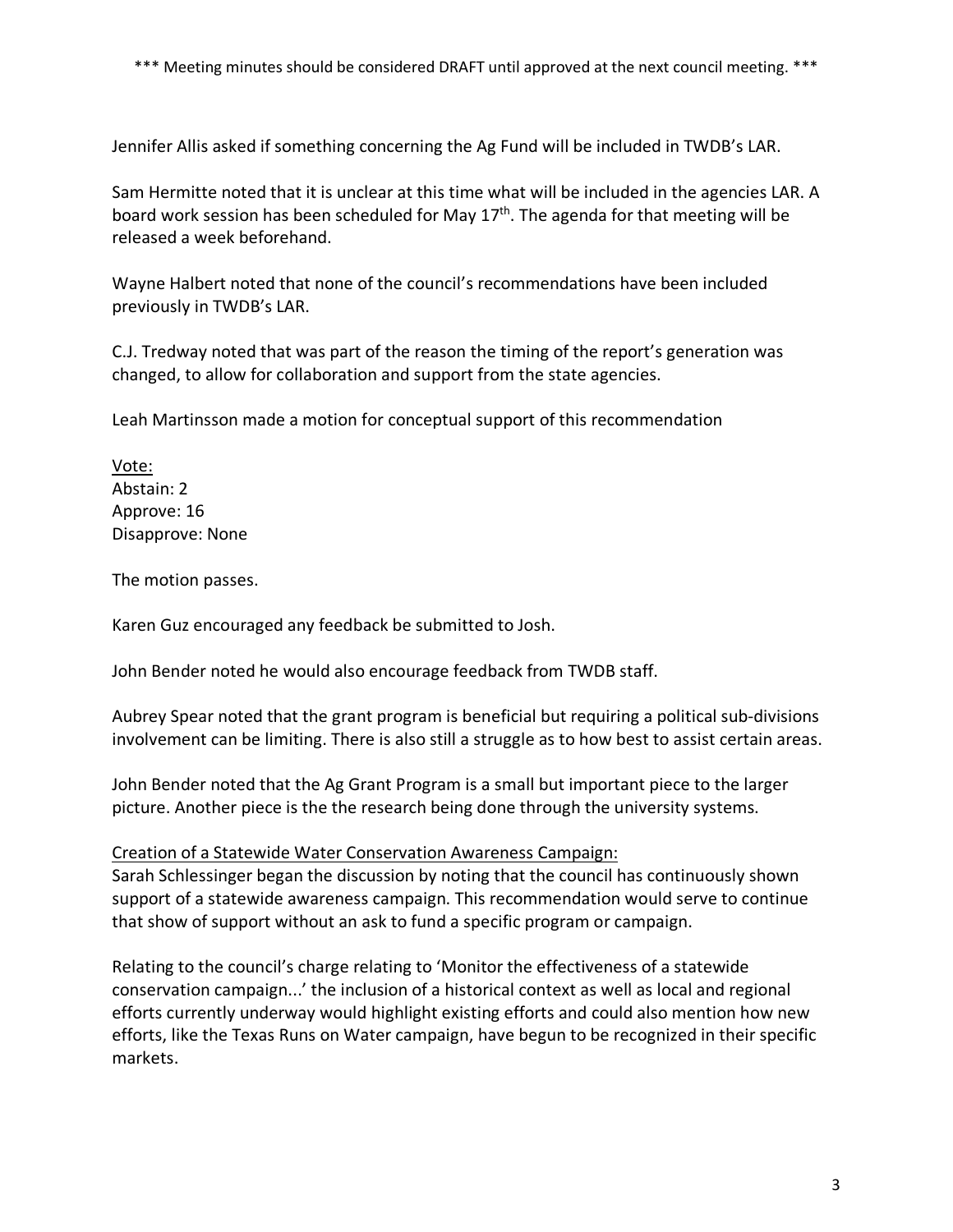\*\*\* Meeting minutes should be considered DRAFT until approved at the next council meeting. \*\*\*

Jennifer Allis asked if something concerning the Ag Fund will be included in TWDB's LAR.

Sam Hermitte noted that it is unclear at this time what will be included in the agencies LAR. A board work session has been scheduled for May 17th. The agenda for that meeting will be released a week beforehand.

Wayne Halbert noted that none of the council's recommendations have been included previously in TWDB's LAR.

C.J. Tredway noted that was part of the reason the timing of the report's generation was changed, to allow for collaboration and support from the state agencies.

Leah Martinsson made a motion for conceptual support of this recommendation

<u>Vote:</u>
Abstain: 2
Approve: 16
Disapprove: None

The motion passes.

Karen Guz encouraged any feedback be submitted to Josh.

John Bender noted he would also encourage feedback from TWDB staff.

Aubrey Spear noted that the grant program is beneficial but requiring a political sub-divisions involvement can be limiting. There is also still a struggle as to how best to assist certain areas.

John Bender noted that the Ag Grant Program is a small but important piece to the larger picture. Another piece is the the research being done through the university systems.

<u>Creation of a Statewide Water Conservation Awareness Campaign:</u>
Sarah Schlessinger began the discussion by noting that the council has continuously shown support of a statewide awareness campaign. This recommendation would serve to continue that show of support without an ask to fund a specific program or campaign.

Relating to the council's charge relating to 'Monitor the effectiveness of a statewide conservation campaign...' the inclusion of a historical context as well as local and regional efforts currently underway would highlight existing efforts and could also mention how new efforts, like the Texas Runs on Water campaign, have begun to be recognized in their specific markets.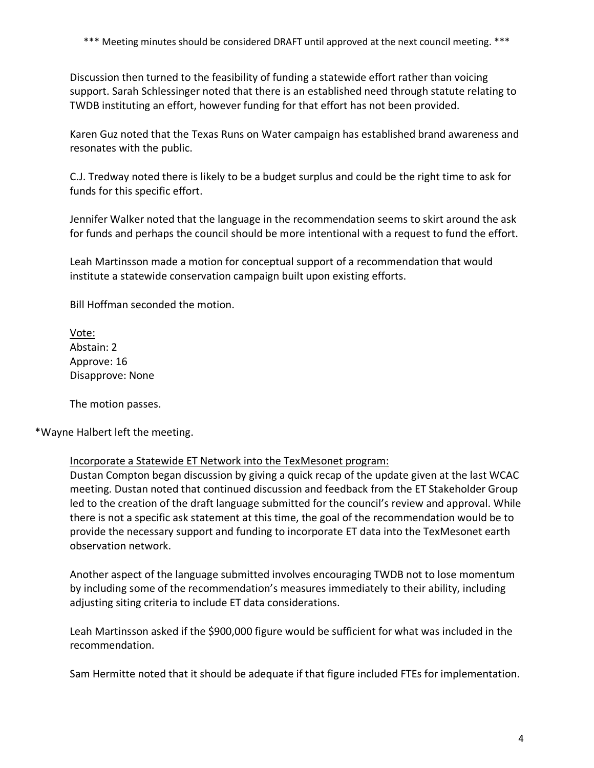*** Meeting minutes should be considered DRAFT until approved at the next council meeting. ***

Discussion then turned to the feasibility of funding a statewide effort rather than voicing support. Sarah Schlessinger noted that there is an established need through statute relating to TWDB instituting an effort, however funding for that effort has not been provided.

Karen Guz noted that the Texas Runs on Water campaign has established brand awareness and resonates with the public.

C.J. Tredway noted there is likely to be a budget surplus and could be the right time to ask for funds for this specific effort.

Jennifer Walker noted that the language in the recommendation seems to skirt around the ask for funds and perhaps the council should be more intentional with a request to fund the effort.

Leah Martinsson made a motion for conceptual support of a recommendation that would institute a statewide conservation campaign built upon existing efforts.

Bill Hoffman seconded the motion.

<u>Vote:</u>
Abstain: 2
Approve: 16
Disapprove: None

The motion passes.

*Wayne Halbert left the meeting.

<u>Incorporate a Statewide ET Network into the TexMesonet program:</u>
Dustan Compton began discussion by giving a quick recap of the update given at the last WCAC meeting. Dustan noted that continued discussion and feedback from the ET Stakeholder Group led to the creation of the draft language submitted for the council's review and approval. While there is not a specific ask statement at this time, the goal of the recommendation would be to provide the necessary support and funding to incorporate ET data into the TexMesonet earth observation network.

Another aspect of the language submitted involves encouraging TWDB not to lose momentum by including some of the recommendation's measures immediately to their ability, including adjusting siting criteria to include ET data considerations.

Leah Martinsson asked if the $900,000 figure would be sufficient for what was included in the recommendation.

Sam Hermitte noted that it should be adequate if that figure included FTEs for implementation.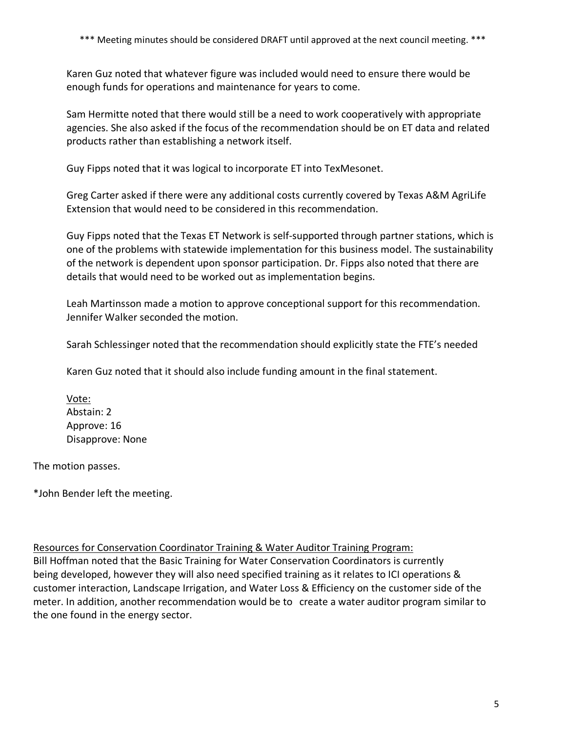*** Meeting minutes should be considered DRAFT until approved at the next council meeting. ***

Karen Guz noted that whatever figure was included would need to ensure there would be enough funds for operations and maintenance for years to come.

Sam Hermitte noted that there would still be a need to work cooperatively with appropriate agencies. She also asked if the focus of the recommendation should be on ET data and related products rather than establishing a network itself.

Guy Fipps noted that it was logical to incorporate ET into TexMesonet.

Greg Carter asked if there were any additional costs currently covered by Texas A&M AgriLife Extension that would need to be considered in this recommendation.

Guy Fipps noted that the Texas ET Network is self-supported through partner stations, which is one of the problems with statewide implementation for this business model. The sustainability of the network is dependent upon sponsor participation. Dr. Fipps also noted that there are details that would need to be worked out as implementation begins.

Leah Martinsson made a motion to approve conceptional support for this recommendation. Jennifer Walker seconded the motion.

Sarah Schlessinger noted that the recommendation should explicitly state the FTE's needed

Karen Guz noted that it should also include funding amount in the final statement.

<u>Vote:</u>
Abstain: 2
Approve: 16
Disapprove: None

The motion passes.

*John Bender left the meeting.

<u>Resources for Conservation Coordinator Training & Water Auditor Training Program:</u>
Bill Hoffman noted that the Basic Training for Water Conservation Coordinators is currently being developed, however they will also need specified training as it relates to ICI operations & customer interaction, Landscape Irrigation, and Water Loss & Efficiency on the customer side of the meter. In addition, another recommendation would be to create a water auditor program similar to the one found in the energy sector.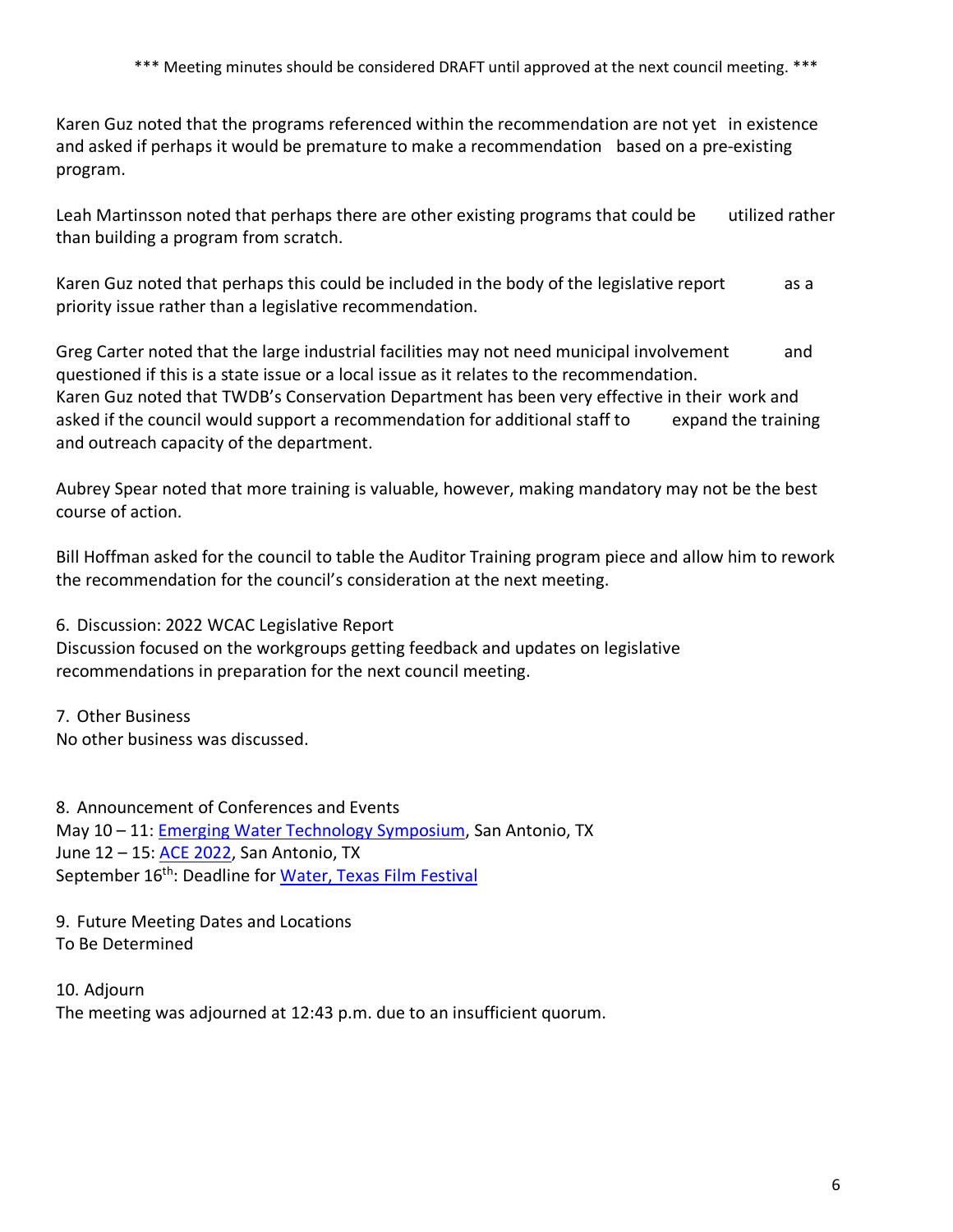\*\*\* Meeting minutes should be considered DRAFT until approved at the next council meeting. \*\*\*

Karen Guz noted that the programs referenced within the recommendation are not yet in existence and asked if perhaps it would be premature to make a recommendation based on a pre-existing program.

Leah Martinsson noted that perhaps there are other existing programs that could be utilized rather than building a program from scratch.

Karen Guz noted that perhaps this could be included in the body of the legislative report as a priority issue rather than a legislative recommendation.

Greg Carter noted that the large industrial facilities may not need municipal involvement and questioned if this is a state issue or a local issue as it relates to the recommendation.
Karen Guz noted that TWDB's Conservation Department has been very effective in their work and asked if the council would support a recommendation for additional staff to expand the training and outreach capacity of the department.

Aubrey Spear noted that more training is valuable, however, making mandatory may not be the best course of action.

Bill Hoffman asked for the council to table the Auditor Training program piece and allow him to rework the recommendation for the council's consideration at the next meeting.

6. Discussion: 2022 WCAC Legislative Report
Discussion focused on the workgroups getting feedback and updates on legislative recommendations in preparation for the next council meeting.

7. Other Business
No other business was discussed.

8. Announcement of Conferences and Events
May 10 – 11: Emerging Water Technology Symposium, San Antonio, TX
June 12 – 15: ACE 2022, San Antonio, TX
September 16th: Deadline for Water, Texas Film Festival

9. Future Meeting Dates and Locations
To Be Determined

10. Adjourn
The meeting was adjourned at 12:43 p.m. due to an insufficient quorum.